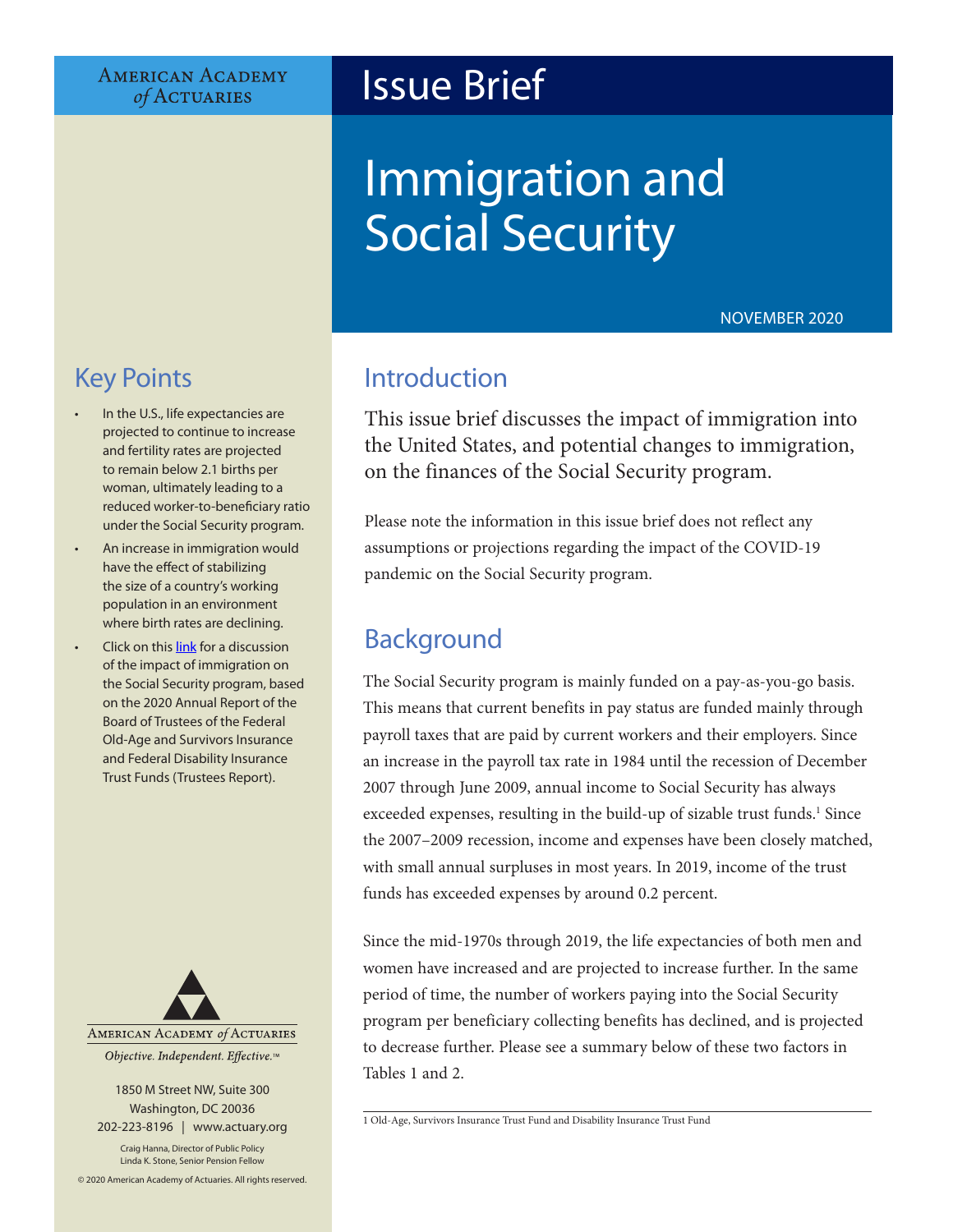American Academy of Actuaries

# Issue Brief

# Immigration and Social Security

NOVEMBER 2020

## Key Points

- In the U.S., life expectancies are projected to continue to increase and fertility rates are projected to remain below 2.1 births per woman, ultimately leading to a reduced worker-to-beneficiary ratio under the Social Security program.
- An increase in immigration would have the effect of stabilizing the size of a country's working population in an environment where birth rates are declining.
- Click on this link for a discussion of the impact of immigration on the Social Security program, based on the 2020 Annual Report of the Board of Trustees of the Federal Old-Age and Survivors Insurance and Federal Disability Insurance Trust Funds (Trustees Report).

## Introduction

This issue brief discusses the impact of immigration into the United States, and potential changes to immigration, on the finances of the Social Security program.

Please note the information in this issue brief does not reflect any assumptions or projections regarding the impact of the COVID-19 pandemic on the Social Security program.

## Background

The Social Security program is mainly funded on a pay-as-you-go basis. This means that current benefits in pay status are funded mainly through payroll taxes that are paid by current workers and their employers. Since an increase in the payroll tax rate in 1984 until the recession of December 2007 through June 2009, annual income to Social Security has always exceeded expenses, resulting in the build-up of sizable trust funds.[1] Since the 2007–2009 recession, income and expenses have been closely matched, with small annual surpluses in most years. In 2019, income of the trust funds has exceeded expenses by around 0.2 percent.

Since the mid-1970s through 2019, the life expectancies of both men and women have increased and are projected to increase further. In the same period of time, the number of workers paying into the Social Security program per beneficiary collecting benefits has declined, and is projected to decrease further. Please see a summary below of these two factors in Tables 1 and 2.

1 Old-Age, Survivors Insurance Trust Fund and Disability Insurance Trust Fund

American Academy of Actuaries
*Objective. Independent. Effective.*™

1850 M Street NW, Suite 300
Washington, DC 20036
202-223-8196 | www.actuary.org

Craig Hanna, Director of Public Policy
Linda K. Stone, Senior Pension Fellow

© 2020 American Academy of Actuaries. All rights reserved.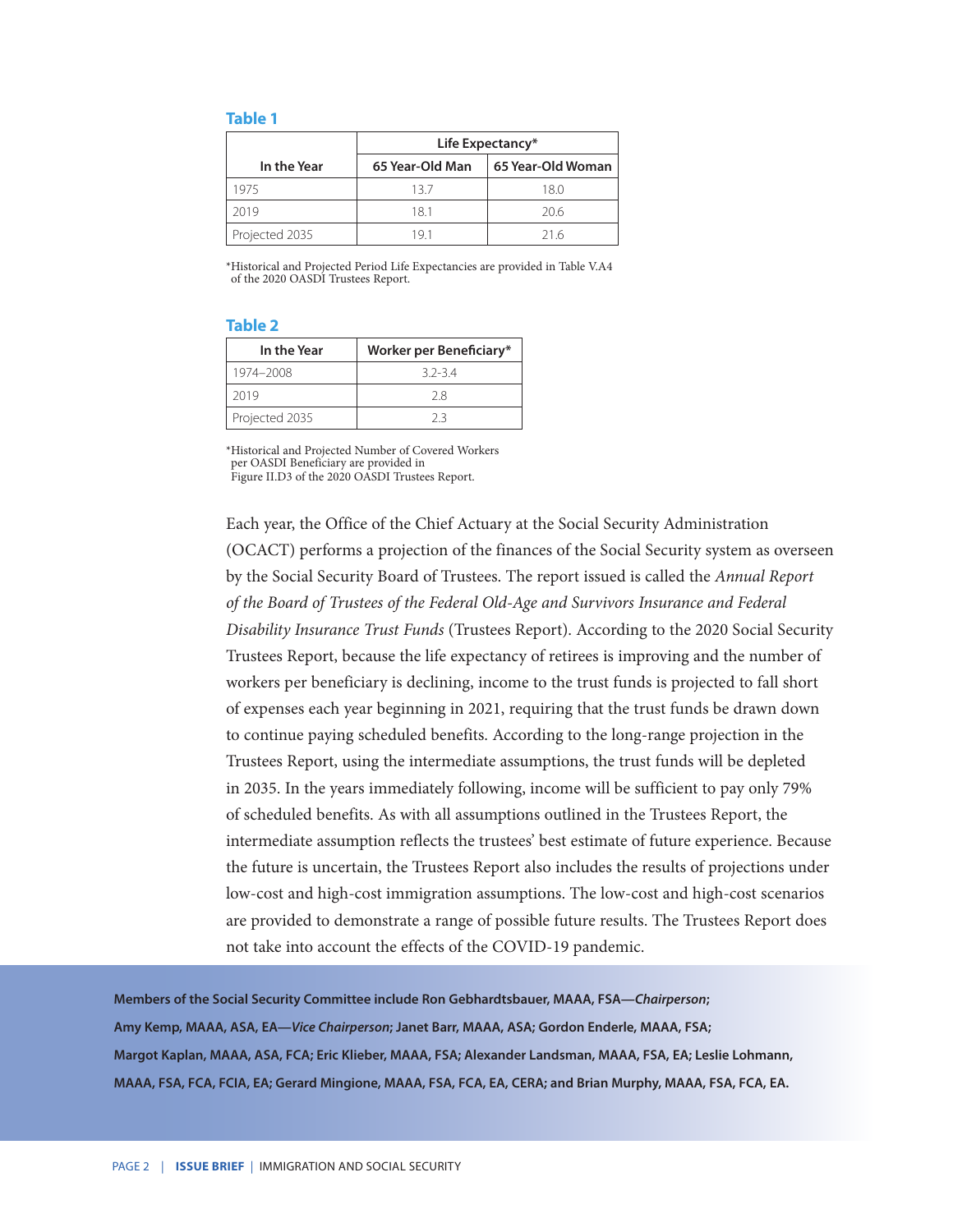**Table 1**

| In the Year | Life Expectancy* | |
|---|---|---|
| | 65 Year-Old Man | 65 Year-Old Woman |
| 1975 | 13.7 | 18.0 |
| 2019 | 18.1 | 20.6 |
| Projected 2035 | 19.1 | 21.6 |

*Historical and Projected Period Life Expectancies are provided in Table V.A4 of the 2020 OASDI Trustees Report.

**Table 2**

| In the Year | Worker per Beneficiary* |
|---|---|
| 1974–2008 | 3.2-3.4 |
| 2019 | 2.8 |
| Projected 2035 | 2.3 |

*Historical and Projected Number of Covered Workers per OASDI Beneficiary are provided in Figure II.D3 of the 2020 OASDI Trustees Report.

Each year, the Office of the Chief Actuary at the Social Security Administration (OCACT) performs a projection of the finances of the Social Security system as overseen by the Social Security Board of Trustees. The report issued is called the *Annual Report of the Board of Trustees of the Federal Old-Age and Survivors Insurance and Federal Disability Insurance Trust Funds* (Trustees Report). According to the 2020 Social Security Trustees Report, because the life expectancy of retirees is improving and the number of workers per beneficiary is declining, income to the trust funds is projected to fall short of expenses each year beginning in 2021, requiring that the trust funds be drawn down to continue paying scheduled benefits. According to the long-range projection in the Trustees Report, using the intermediate assumptions, the trust funds will be depleted in 2035. In the years immediately following, income will be sufficient to pay only 79% of scheduled benefits. As with all assumptions outlined in the Trustees Report, the intermediate assumption reflects the trustees' best estimate of future experience. Because the future is uncertain, the Trustees Report also includes the results of projections under low-cost and high-cost immigration assumptions. The low-cost and high-cost scenarios are provided to demonstrate a range of possible future results. The Trustees Report does not take into account the effects of the COVID-19 pandemic.

**Members of the Social Security Committee include Ron Gebhardtsbauer, MAAA, FSA—*Chairperson*; Amy Kemp, MAAA, ASA, EA—*Vice Chairperson*; Janet Barr, MAAA, ASA; Gordon Enderle, MAAA, FSA; Margot Kaplan, MAAA, ASA, FCA; Eric Klieber, MAAA, FSA; Alexander Landsman, MAAA, FSA, EA; Leslie Lohmann, MAAA, FSA, FCA, FCIA, EA; Gerard Mingione, MAAA, FSA, FCA, EA, CERA; and Brian Murphy, MAAA, FSA, FCA, EA.**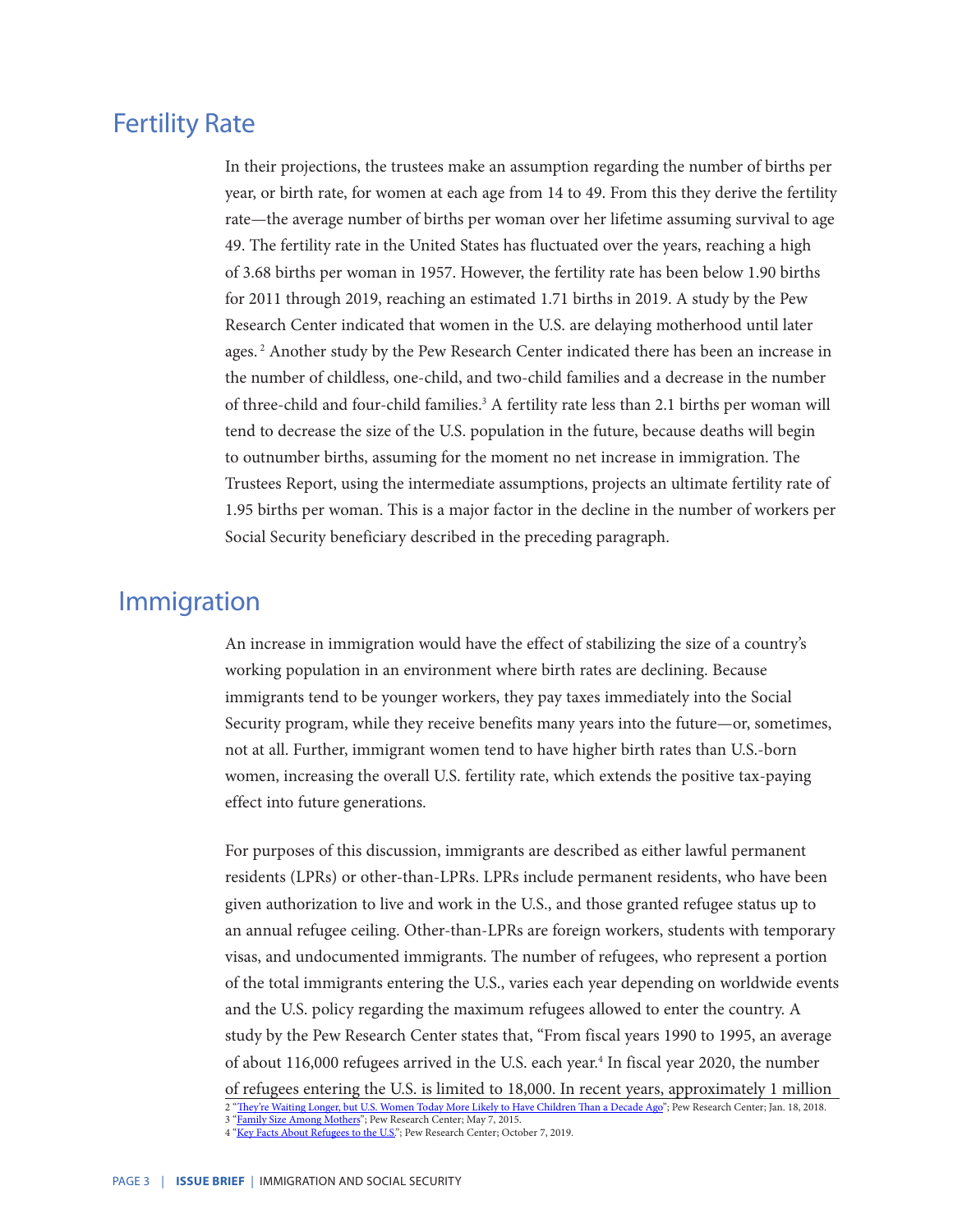## Fertility Rate

In their projections, the trustees make an assumption regarding the number of births per year, or birth rate, for women at each age from 14 to 49. From this they derive the fertility rate—the average number of births per woman over her lifetime assuming survival to age 49. The fertility rate in the United States has fluctuated over the years, reaching a high of 3.68 births per woman in 1957. However, the fertility rate has been below 1.90 births for 2011 through 2019, reaching an estimated 1.71 births in 2019. A study by the Pew Research Center indicated that women in the U.S. are delaying motherhood until later ages.[2] Another study by the Pew Research Center indicated there has been an increase in the number of childless, one-child, and two-child families and a decrease in the number of three-child and four-child families.[3] A fertility rate less than 2.1 births per woman will tend to decrease the size of the U.S. population in the future, because deaths will begin to outnumber births, assuming for the moment no net increase in immigration. The Trustees Report, using the intermediate assumptions, projects an ultimate fertility rate of 1.95 births per woman. This is a major factor in the decline in the number of workers per Social Security beneficiary described in the preceding paragraph.

## Immigration

An increase in immigration would have the effect of stabilizing the size of a country's working population in an environment where birth rates are declining. Because immigrants tend to be younger workers, they pay taxes immediately into the Social Security program, while they receive benefits many years into the future—or, sometimes, not at all. Further, immigrant women tend to have higher birth rates than U.S.-born women, increasing the overall U.S. fertility rate, which extends the positive tax-paying effect into future generations.

For purposes of this discussion, immigrants are described as either lawful permanent residents (LPRs) or other-than-LPRs. LPRs include permanent residents, who have been given authorization to live and work in the U.S., and those granted refugee status up to an annual refugee ceiling. Other-than-LPRs are foreign workers, students with temporary visas, and undocumented immigrants. The number of refugees, who represent a portion of the total immigrants entering the U.S., varies each year depending on worldwide events and the U.S. policy regarding the maximum refugees allowed to enter the country. A study by the Pew Research Center states that, "From fiscal years 1990 to 1995, an average of about 116,000 refugees arrived in the U.S. each year.[4] In fiscal year 2020, the number of refugees entering the U.S. is limited to 18,000. In recent years, approximately 1 million

---

2 "They're Waiting Longer, but U.S. Women Today More Likely to Have Children Than a Decade Ago"; Pew Research Center; Jan. 18, 2018.
3 "Family Size Among Mothers"; Pew Research Center; May 7, 2015.
4 "Key Facts About Refugees to the U.S."; Pew Research Center; October 7, 2019.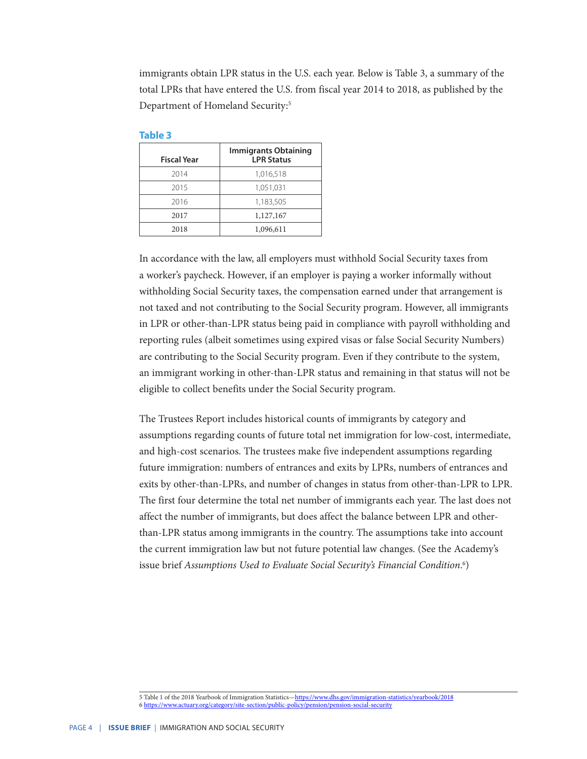immigrants obtain LPR status in the U.S. each year. Below is Table 3, a summary of the total LPRs that have entered the U.S. from fiscal year 2014 to 2018, as published by the Department of Homeland Security:[5]

**Table 3**

| Fiscal Year | Immigrants Obtaining LPR Status |
|---|---|
| 2014 | 1,016,518 |
| 2015 | 1,051,031 |
| 2016 | 1,183,505 |
| 2017 | 1,127,167 |
| 2018 | 1,096,611 |

In accordance with the law, all employers must withhold Social Security taxes from a worker's paycheck. However, if an employer is paying a worker informally without withholding Social Security taxes, the compensation earned under that arrangement is not taxed and not contributing to the Social Security program. However, all immigrants in LPR or other-than-LPR status being paid in compliance with payroll withholding and reporting rules (albeit sometimes using expired visas or false Social Security Numbers) are contributing to the Social Security program. Even if they contribute to the system, an immigrant working in other-than-LPR status and remaining in that status will not be eligible to collect benefits under the Social Security program.

The Trustees Report includes historical counts of immigrants by category and assumptions regarding counts of future total net immigration for low-cost, intermediate, and high-cost scenarios. The trustees make five independent assumptions regarding future immigration: numbers of entrances and exits by LPRs, numbers of entrances and exits by other-than-LPRs, and number of changes in status from other-than-LPR to LPR. The first four determine the total net number of immigrants each year. The last does not affect the number of immigrants, but does affect the balance between LPR and other-than-LPR status among immigrants in the country. The assumptions take into account the current immigration law but not future potential law changes. (See the Academy's issue brief *Assumptions Used to Evaluate Social Security's Financial Condition*.[6])

---

5 Table 1 of the 2018 Yearbook of Immigration Statistics—https://www.dhs.gov/immigration-statistics/yearbook/2018

6 https://www.actuary.org/category/site-section/public-policy/pension/pension-social-security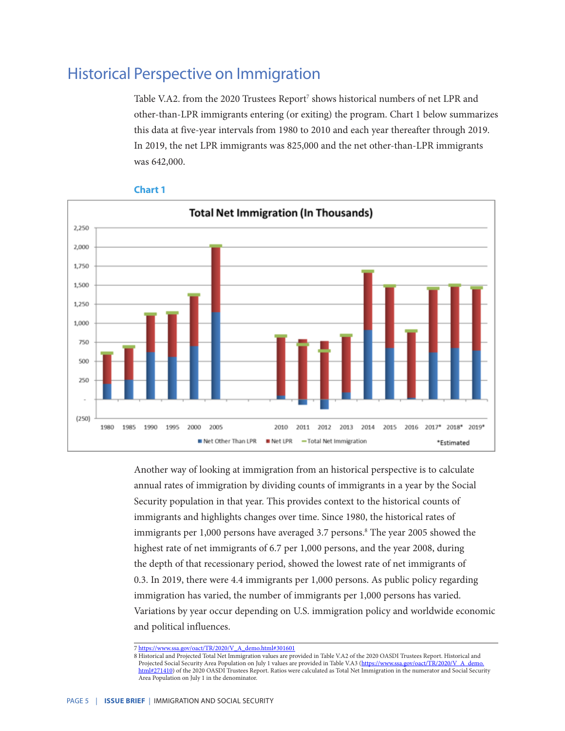## Historical Perspective on Immigration

Table V.A2. from the 2020 Trustees Report[7] shows historical numbers of net LPR and other-than-LPR immigrants entering (or exiting) the program. Chart 1 below summarizes this data at five-year intervals from 1980 to 2010 and each year thereafter through 2019. In 2019, the net LPR immigrants was 825,000 and the net other-than-LPR immigrants was 642,000.

**Chart 1**

**Total Net Immigration (In Thousands)**

Net Other Than LPR | Net LPR | Total Net Immigration

*Estimated

Another way of looking at immigration from an historical perspective is to calculate annual rates of immigration by dividing counts of immigrants in a year by the Social Security population in that year. This provides context to the historical counts of immigrants and highlights changes over time. Since 1980, the historical rates of immigrants per 1,000 persons have averaged 3.7 persons.[8] The year 2005 showed the highest rate of net immigrants of 6.7 per 1,000 persons, and the year 2008, during the depth of that recessionary period, showed the lowest rate of net immigrants of 0.3. In 2019, there were 4.4 immigrants per 1,000 persons. As public policy regarding immigration has varied, the number of immigrants per 1,000 persons has varied. Variations by year occur depending on U.S. immigration policy and worldwide economic and political influences.

---

7 https://www.ssa.gov/oact/TR/2020/V_A_demo.html#301601

8 Historical and Projected Total Net Immigration values are provided in Table V.A2 of the 2020 OASDI Trustees Report. Historical and Projected Social Security Area Population on July 1 values are provided in Table V.A3 (https://www.ssa.gov/oact/TR/2020/V_A_demo.html#271410) of the 2020 OASDI Trustees Report. Ratios were calculated as Total Net Immigration in the numerator and Social Security Area Population on July 1 in the denominator.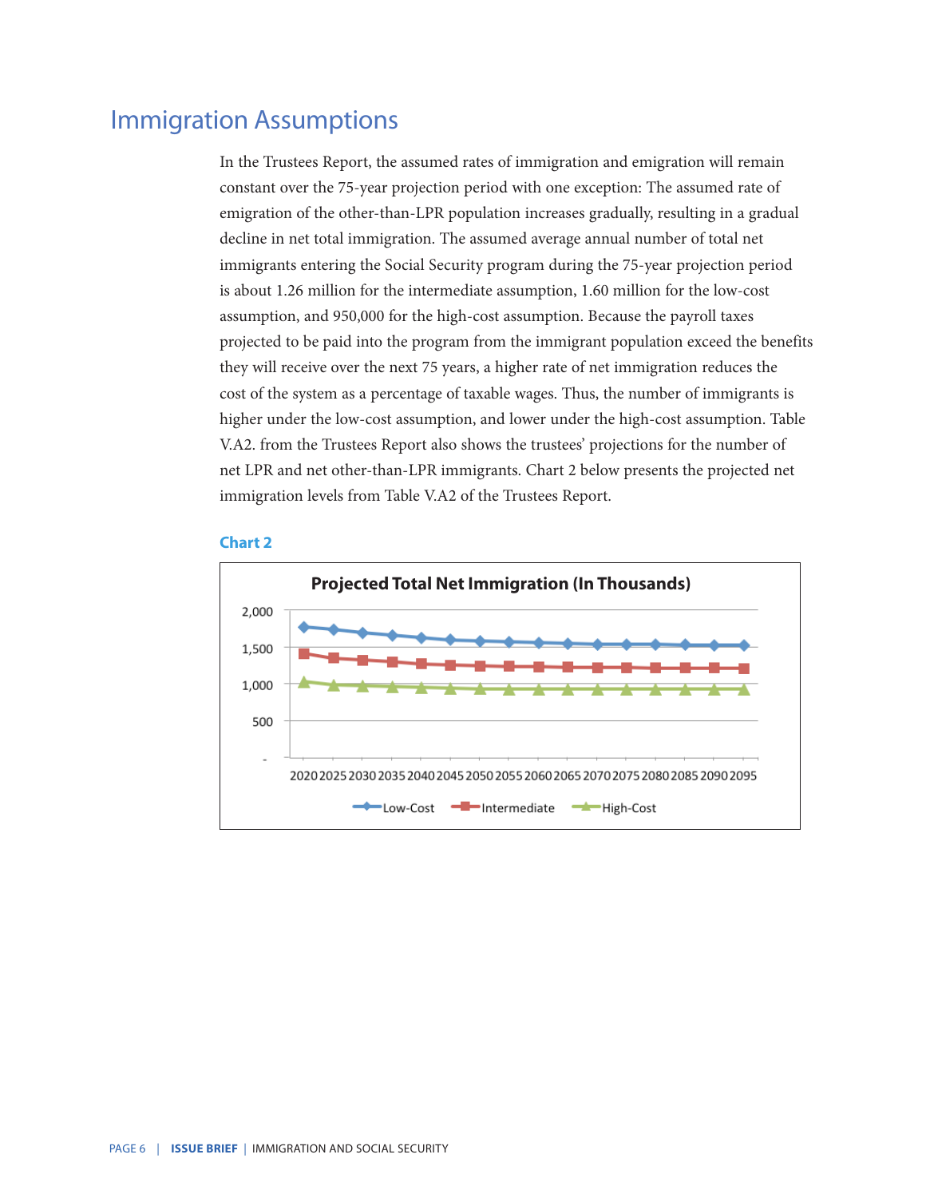## Immigration Assumptions

In the Trustees Report, the assumed rates of immigration and emigration will remain constant over the 75-year projection period with one exception: The assumed rate of emigration of the other-than-LPR population increases gradually, resulting in a gradual decline in net total immigration. The assumed average annual number of total net immigrants entering the Social Security program during the 75-year projection period is about 1.26 million for the intermediate assumption, 1.60 million for the low-cost assumption, and 950,000 for the high-cost assumption. Because the payroll taxes projected to be paid into the program from the immigrant population exceed the benefits they will receive over the next 75 years, a higher rate of net immigration reduces the cost of the system as a percentage of taxable wages. Thus, the number of immigrants is higher under the low-cost assumption, and lower under the high-cost assumption. Table V.A2. from the Trustees Report also shows the trustees' projections for the number of net LPR and net other-than-LPR immigrants. Chart 2 below presents the projected net immigration levels from Table V.A2 of the Trustees Report.

**Chart 2**

**Projected Total Net Immigration (In Thousands)**

Y-axis: -, 500, 1,000, 1,500, 2,000

X-axis: 2020, 2025, 2030, 2035, 2040, 2045, 2050, 2055, 2060, 2065, 2070, 2075, 2080, 2085, 2090, 2095

Legend: Low-Cost, Intermediate, High-Cost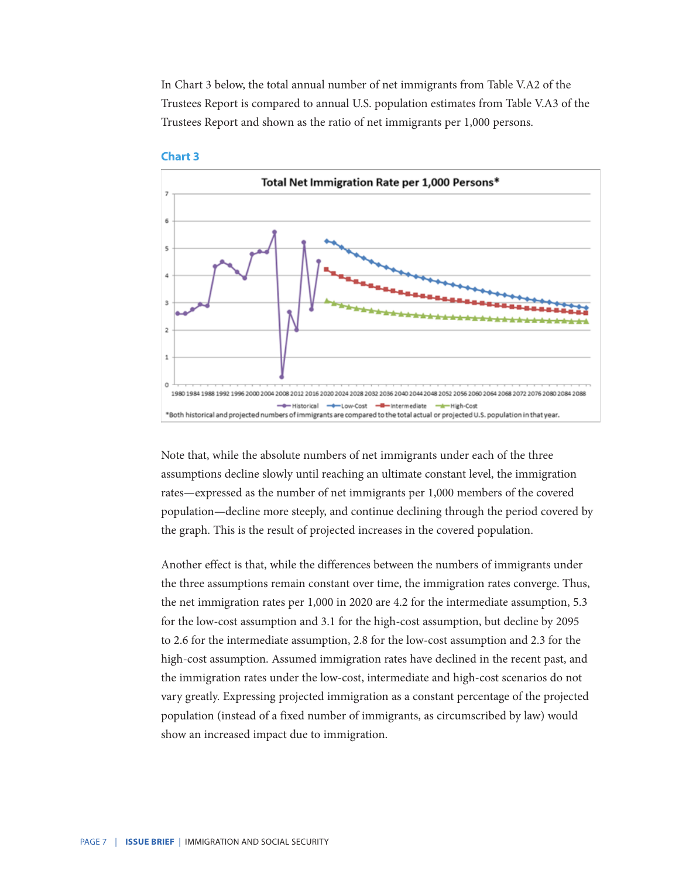In Chart 3 below, the total annual number of net immigrants from Table V.A2 of the Trustees Report is compared to annual U.S. population estimates from Table V.A3 of the Trustees Report and shown as the ratio of net immigrants per 1,000 persons.

**Chart 3**

*Both historical and projected numbers of immigrants are compared to the total actual or projected U.S. population in that year.

Note that, while the absolute numbers of net immigrants under each of the three assumptions decline slowly until reaching an ultimate constant level, the immigration rates—expressed as the number of net immigrants per 1,000 members of the covered population—decline more steeply, and continue declining through the period covered by the graph. This is the result of projected increases in the covered population.

Another effect is that, while the differences between the numbers of immigrants under the three assumptions remain constant over time, the immigration rates converge. Thus, the net immigration rates per 1,000 in 2020 are 4.2 for the intermediate assumption, 5.3 for the low-cost assumption and 3.1 for the high-cost assumption, but decline by 2095 to 2.6 for the intermediate assumption, 2.8 for the low-cost assumption and 2.3 for the high-cost assumption. Assumed immigration rates have declined in the recent past, and the immigration rates under the low-cost, intermediate and high-cost scenarios do not vary greatly. Expressing projected immigration as a constant percentage of the projected population (instead of a fixed number of immigrants, as circumscribed by law) would show an increased impact due to immigration.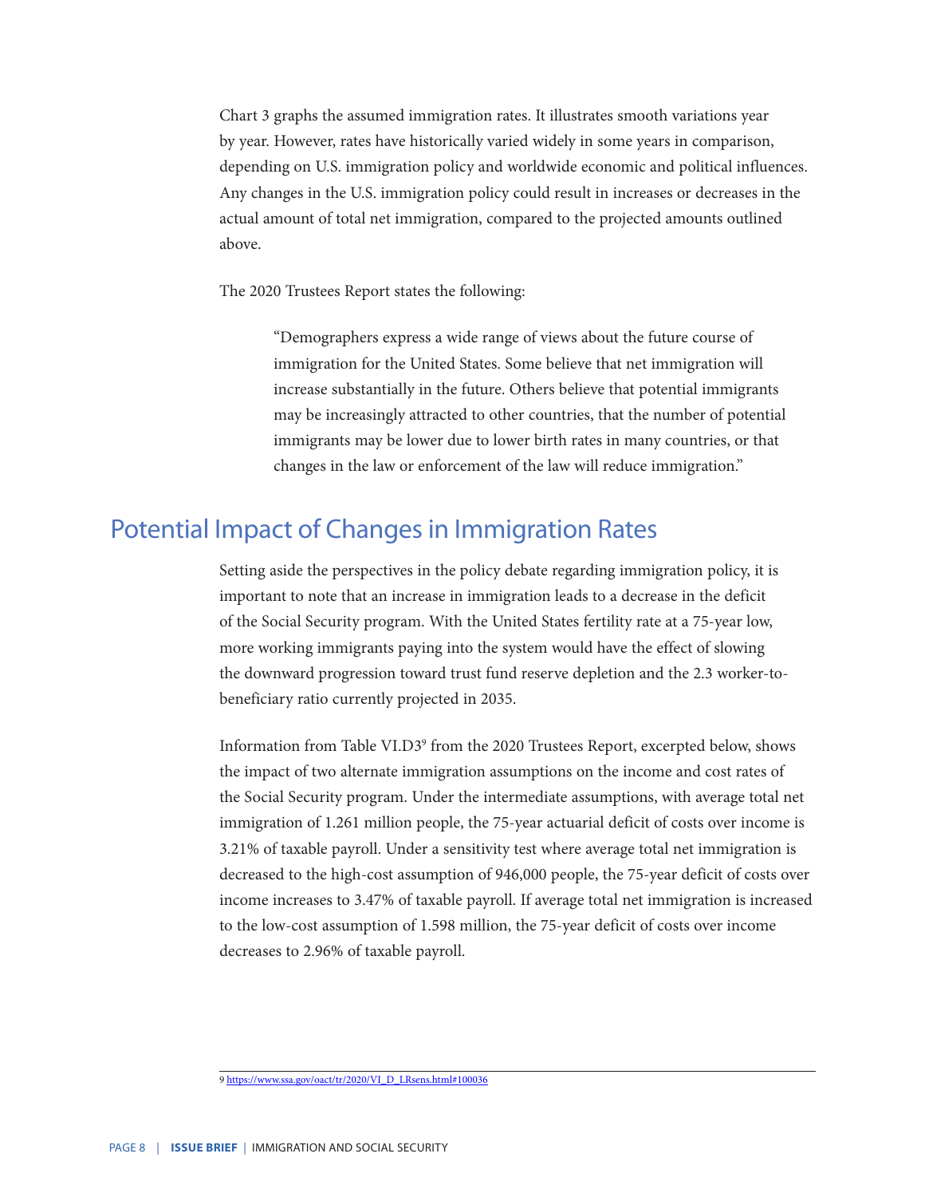Chart 3 graphs the assumed immigration rates. It illustrates smooth variations year by year. However, rates have historically varied widely in some years in comparison, depending on U.S. immigration policy and worldwide economic and political influences. Any changes in the U.S. immigration policy could result in increases or decreases in the actual amount of total net immigration, compared to the projected amounts outlined above.

The 2020 Trustees Report states the following:

> "Demographers express a wide range of views about the future course of immigration for the United States. Some believe that net immigration will increase substantially in the future. Others believe that potential immigrants may be increasingly attracted to other countries, that the number of potential immigrants may be lower due to lower birth rates in many countries, or that changes in the law or enforcement of the law will reduce immigration."

## Potential Impact of Changes in Immigration Rates

Setting aside the perspectives in the policy debate regarding immigration policy, it is important to note that an increase in immigration leads to a decrease in the deficit of the Social Security program. With the United States fertility rate at a 75-year low, more working immigrants paying into the system would have the effect of slowing the downward progression toward trust fund reserve depletion and the 2.3 worker-to-beneficiary ratio currently projected in 2035.

Information from Table VI.D3[9] from the 2020 Trustees Report, excerpted below, shows the impact of two alternate immigration assumptions on the income and cost rates of the Social Security program. Under the intermediate assumptions, with average total net immigration of 1.261 million people, the 75-year actuarial deficit of costs over income is 3.21% of taxable payroll. Under a sensitivity test where average total net immigration is decreased to the high-cost assumption of 946,000 people, the 75-year deficit of costs over income increases to 3.47% of taxable payroll. If average total net immigration is increased to the low-cost assumption of 1.598 million, the 75-year deficit of costs over income decreases to 2.96% of taxable payroll.

9 https://www.ssa.gov/oact/tr/2020/VI_D_LRsens.html#100036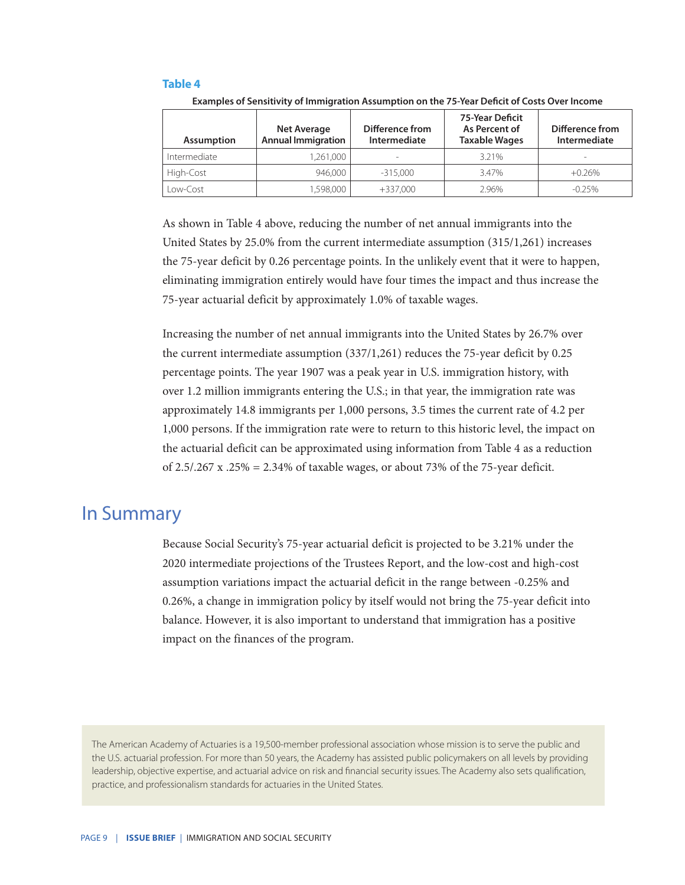**Table 4**

**Examples of Sensitivity of Immigration Assumption on the 75-Year Deficit of Costs Over Income**

| Assumption | Net Average Annual Immigration | Difference from Intermediate | 75-Year Deficit As Percent of Taxable Wages | Difference from Intermediate |
|---|---|---|---|---|
| Intermediate | 1,261,000 | - | 3.21% | - |
| High-Cost | 946,000 | -315,000 | 3.47% | +0.26% |
| Low-Cost | 1,598,000 | +337,000 | 2.96% | -0.25% |

As shown in Table 4 above, reducing the number of net annual immigrants into the United States by 25.0% from the current intermediate assumption (315/1,261) increases the 75-year deficit by 0.26 percentage points. In the unlikely event that it were to happen, eliminating immigration entirely would have four times the impact and thus increase the 75-year actuarial deficit by approximately 1.0% of taxable wages.

Increasing the number of net annual immigrants into the United States by 26.7% over the current intermediate assumption (337/1,261) reduces the 75-year deficit by 0.25 percentage points. The year 1907 was a peak year in U.S. immigration history, with over 1.2 million immigrants entering the U.S.; in that year, the immigration rate was approximately 14.8 immigrants per 1,000 persons, 3.5 times the current rate of 4.2 per 1,000 persons. If the immigration rate were to return to this historic level, the impact on the actuarial deficit can be approximated using information from Table 4 as a reduction of 2.5/.267 x .25% = 2.34% of taxable wages, or about 73% of the 75-year deficit.

## In Summary

Because Social Security's 75-year actuarial deficit is projected to be 3.21% under the 2020 intermediate projections of the Trustees Report, and the low-cost and high-cost assumption variations impact the actuarial deficit in the range between -0.25% and 0.26%, a change in immigration policy by itself would not bring the 75-year deficit into balance. However, it is also important to understand that immigration has a positive impact on the finances of the program.

The American Academy of Actuaries is a 19,500-member professional association whose mission is to serve the public and the U.S. actuarial profession. For more than 50 years, the Academy has assisted public policymakers on all levels by providing leadership, objective expertise, and actuarial advice on risk and financial security issues. The Academy also sets qualification, practice, and professionalism standards for actuaries in the United States.